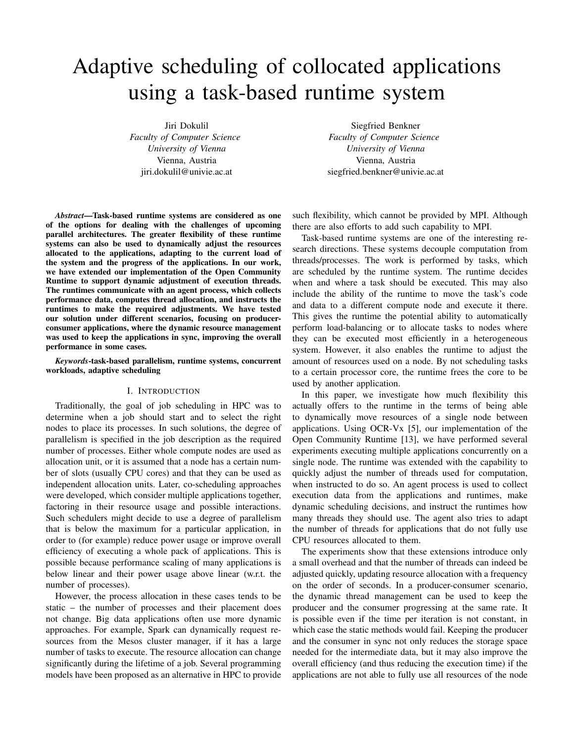# Adaptive scheduling of collocated applications using a task-based runtime system

Jiri Dokulil
*Faculty of Computer Science*
*University of Vienna*
Vienna, Austria
jiri.dokulil@univie.ac.at

Siegfried Benkner
*Faculty of Computer Science*
*University of Vienna*
Vienna, Austria
siegfried.benkner@univie.ac.at

***Abstract*—Task-based runtime systems are considered as one of the options for dealing with the challenges of upcoming parallel architectures. The greater flexibility of these runtime systems can also be used to dynamically adjust the resources allocated to the applications, adapting to the current load of the system and the progress of the applications. In our work, we have extended our implementation of the Open Community Runtime to support dynamic adjustment of execution threads. The runtimes communicate with an agent process, which collects performance data, computes thread allocation, and instructs the runtimes to make the required adjustments. We have tested our solution under different scenarios, focusing on producer-consumer applications, where the dynamic resource management was used to keep the applications in sync, improving the overall performance in some cases.**

***Keywords*-task-based parallelism, runtime systems, concurrent workloads, adaptive scheduling**

## I. Introduction

Traditionally, the goal of job scheduling in HPC was to determine when a job should start and to select the right nodes to place its processes. In such solutions, the degree of parallelism is specified in the job description as the required number of processes. Either whole compute nodes are used as allocation unit, or it is assumed that a node has a certain number of slots (usually CPU cores) and that they can be used as independent allocation units. Later, co-scheduling approaches were developed, which consider multiple applications together, factoring in their resource usage and possible interactions. Such schedulers might decide to use a degree of parallelism that is below the maximum for a particular application, in order to (for example) reduce power usage or improve overall efficiency of executing a whole pack of applications. This is possible because performance scaling of many applications is below linear and their power usage above linear (w.r.t. the number of processes).

However, the process allocation in these cases tends to be static – the number of processes and their placement does not change. Big data applications often use more dynamic approaches. For example, Spark can dynamically request resources from the Mesos cluster manager, if it has a large number of tasks to execute. The resource allocation can change significantly during the lifetime of a job. Several programming models have been proposed as an alternative in HPC to provide such flexibility, which cannot be provided by MPI. Although there are also efforts to add such capability to MPI.

Task-based runtime systems are one of the interesting research directions. These systems decouple computation from threads/processes. The work is performed by tasks, which are scheduled by the runtime system. The runtime decides when and where a task should be executed. This may also include the ability of the runtime to move the task's code and data to a different compute node and execute it there. This gives the runtime the potential ability to automatically perform load-balancing or to allocate tasks to nodes where they can be executed most efficiently in a heterogeneous system. However, it also enables the runtime to adjust the amount of resources used on a node. By not scheduling tasks to a certain processor core, the runtime frees the core to be used by another application.

In this paper, we investigate how much flexibility this actually offers to the runtime in the terms of being able to dynamically move resources of a single node between applications. Using OCR-Vx [5], our implementation of the Open Community Runtime [13], we have performed several experiments executing multiple applications concurrently on a single node. The runtime was extended with the capability to quickly adjust the number of threads used for computation, when instructed to do so. An agent process is used to collect execution data from the applications and runtimes, make dynamic scheduling decisions, and instruct the runtimes how many threads they should use. The agent also tries to adapt the number of threads for applications that do not fully use CPU resources allocated to them.

The experiments show that these extensions introduce only a small overhead and that the number of threads can indeed be adjusted quickly, updating resource allocation with a frequency on the order of seconds. In a producer-consumer scenario, the dynamic thread management can be used to keep the producer and the consumer progressing at the same rate. It is possible even if the time per iteration is not constant, in which case the static methods would fail. Keeping the producer and the consumer in sync not only reduces the storage space needed for the intermediate data, but it may also improve the overall efficiency (and thus reducing the execution time) if the applications are not able to fully use all resources of the node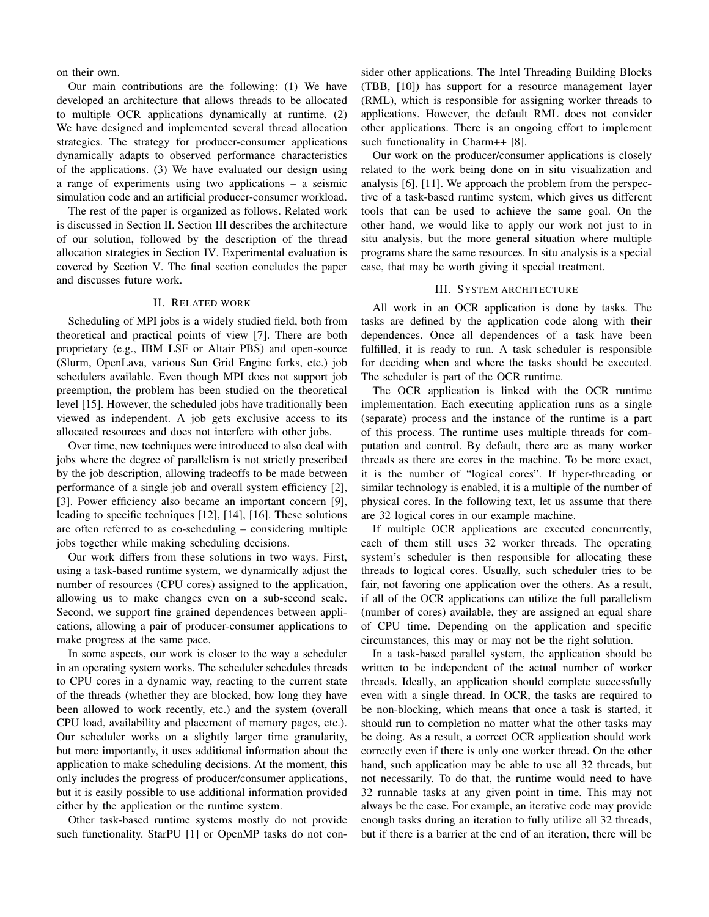on their own.

Our main contributions are the following: (1) We have developed an architecture that allows threads to be allocated to multiple OCR applications dynamically at runtime. (2) We have designed and implemented several thread allocation strategies. The strategy for producer-consumer applications dynamically adapts to observed performance characteristics of the applications. (3) We have evaluated our design using a range of experiments using two applications – a seismic simulation code and an artificial producer-consumer workload.

The rest of the paper is organized as follows. Related work is discussed in Section II. Section III describes the architecture of our solution, followed by the description of the thread allocation strategies in Section IV. Experimental evaluation is covered by Section V. The final section concludes the paper and discusses future work.

## II. Related work

Scheduling of MPI jobs is a widely studied field, both from theoretical and practical points of view [7]. There are both proprietary (e.g., IBM LSF or Altair PBS) and open-source (Slurm, OpenLava, various Sun Grid Engine forks, etc.) job schedulers available. Even though MPI does not support job preemption, the problem has been studied on the theoretical level [15]. However, the scheduled jobs have traditionally been viewed as independent. A job gets exclusive access to its allocated resources and does not interfere with other jobs.

Over time, new techniques were introduced to also deal with jobs where the degree of parallelism is not strictly prescribed by the job description, allowing tradeoffs to be made between performance of a single job and overall system efficiency [2], [3]. Power efficiency also became an important concern [9], leading to specific techniques [12], [14], [16]. These solutions are often referred to as co-scheduling – considering multiple jobs together while making scheduling decisions.

Our work differs from these solutions in two ways. First, using a task-based runtime system, we dynamically adjust the number of resources (CPU cores) assigned to the application, allowing us to make changes even on a sub-second scale. Second, we support fine grained dependences between applications, allowing a pair of producer-consumer applications to make progress at the same pace.

In some aspects, our work is closer to the way a scheduler in an operating system works. The scheduler schedules threads to CPU cores in a dynamic way, reacting to the current state of the threads (whether they are blocked, how long they have been allowed to work recently, etc.) and the system (overall CPU load, availability and placement of memory pages, etc.). Our scheduler works on a slightly larger time granularity, but more importantly, it uses additional information about the application to make scheduling decisions. At the moment, this only includes the progress of producer/consumer applications, but it is easily possible to use additional information provided either by the application or the runtime system.

Other task-based runtime systems mostly do not provide such functionality. StarPU [1] or OpenMP tasks do not consider other applications. The Intel Threading Building Blocks (TBB, [10]) has support for a resource management layer (RML), which is responsible for assigning worker threads to applications. However, the default RML does not consider other applications. There is an ongoing effort to implement such functionality in Charm++ [8].

Our work on the producer/consumer applications is closely related to the work being done on in situ visualization and analysis [6], [11]. We approach the problem from the perspective of a task-based runtime system, which gives us different tools that can be used to achieve the same goal. On the other hand, we would like to apply our work not just to in situ analysis, but the more general situation where multiple programs share the same resources. In situ analysis is a special case, that may be worth giving it special treatment.

## III. System architecture

All work in an OCR application is done by tasks. The tasks are defined by the application code along with their dependences. Once all dependences of a task have been fulfilled, it is ready to run. A task scheduler is responsible for deciding when and where the tasks should be executed. The scheduler is part of the OCR runtime.

The OCR application is linked with the OCR runtime implementation. Each executing application runs as a single (separate) process and the instance of the runtime is a part of this process. The runtime uses multiple threads for computation and control. By default, there are as many worker threads as there are cores in the machine. To be more exact, it is the number of "logical cores". If hyper-threading or similar technology is enabled, it is a multiple of the number of physical cores. In the following text, let us assume that there are 32 logical cores in our example machine.

If multiple OCR applications are executed concurrently, each of them still uses 32 worker threads. The operating system's scheduler is then responsible for allocating these threads to logical cores. Usually, such scheduler tries to be fair, not favoring one application over the others. As a result, if all of the OCR applications can utilize the full parallelism (number of cores) available, they are assigned an equal share of CPU time. Depending on the application and specific circumstances, this may or may not be the right solution.

In a task-based parallel system, the application should be written to be independent of the actual number of worker threads. Ideally, an application should complete successfully even with a single thread. In OCR, the tasks are required to be non-blocking, which means that once a task is started, it should run to completion no matter what the other tasks may be doing. As a result, a correct OCR application should work correctly even if there is only one worker thread. On the other hand, such application may be able to use all 32 threads, but not necessarily. To do that, the runtime would need to have 32 runnable tasks at any given point in time. This may not always be the case. For example, an iterative code may provide enough tasks during an iteration to fully utilize all 32 threads, but if there is a barrier at the end of an iteration, there will be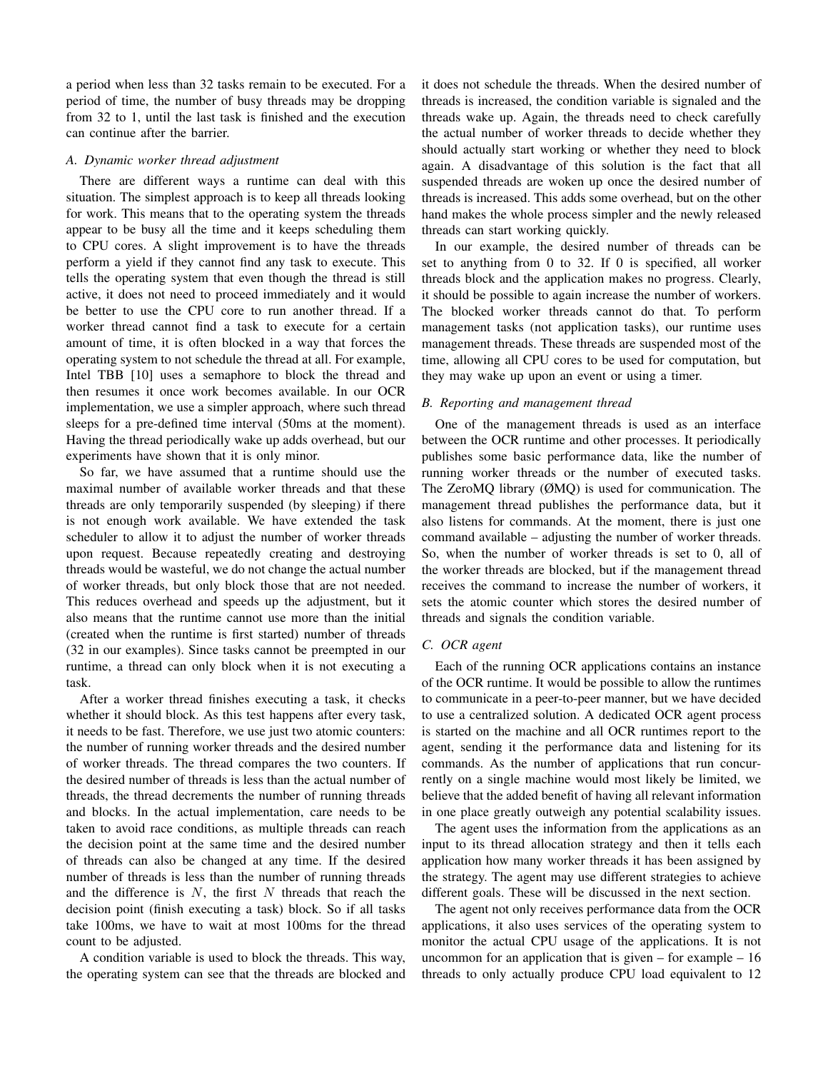a period when less than 32 tasks remain to be executed. For a period of time, the number of busy threads may be dropping from 32 to 1, until the last task is finished and the execution can continue after the barrier.

### A. Dynamic worker thread adjustment

There are different ways a runtime can deal with this situation. The simplest approach is to keep all threads looking for work. This means that to the operating system the threads appear to be busy all the time and it keeps scheduling them to CPU cores. A slight improvement is to have the threads perform a yield if they cannot find any task to execute. This tells the operating system that even though the thread is still active, it does not need to proceed immediately and it would be better to use the CPU core to run another thread. If a worker thread cannot find a task to execute for a certain amount of time, it is often blocked in a way that forces the operating system to not schedule the thread at all. For example, Intel TBB [10] uses a semaphore to block the thread and then resumes it once work becomes available. In our OCR implementation, we use a simpler approach, where such thread sleeps for a pre-defined time interval (50ms at the moment). Having the thread periodically wake up adds overhead, but our experiments have shown that it is only minor.

So far, we have assumed that a runtime should use the maximal number of available worker threads and that these threads are only temporarily suspended (by sleeping) if there is not enough work available. We have extended the task scheduler to allow it to adjust the number of worker threads upon request. Because repeatedly creating and destroying threads would be wasteful, we do not change the actual number of worker threads, but only block those that are not needed. This reduces overhead and speeds up the adjustment, but it also means that the runtime cannot use more than the initial (created when the runtime is first started) number of threads (32 in our examples). Since tasks cannot be preempted in our runtime, a thread can only block when it is not executing a task.

After a worker thread finishes executing a task, it checks whether it should block. As this test happens after every task, it needs to be fast. Therefore, we use just two atomic counters: the number of running worker threads and the desired number of worker threads. The thread compares the two counters. If the desired number of threads is less than the actual number of threads, the thread decrements the number of running threads and blocks. In the actual implementation, care needs to be taken to avoid race conditions, as multiple threads can reach the decision point at the same time and the desired number of threads can also be changed at any time. If the desired number of threads is less than the number of running threads and the difference is $N$, the first $N$ threads that reach the decision point (finish executing a task) block. So if all tasks take 100ms, we have to wait at most 100ms for the thread count to be adjusted.

A condition variable is used to block the threads. This way, the operating system can see that the threads are blocked and it does not schedule the threads. When the desired number of threads is increased, the condition variable is signaled and the threads wake up. Again, the threads need to check carefully the actual number of worker threads to decide whether they should actually start working or whether they need to block again. A disadvantage of this solution is the fact that all suspended threads are woken up once the desired number of threads is increased. This adds some overhead, but on the other hand makes the whole process simpler and the newly released threads can start working quickly.

In our example, the desired number of threads can be set to anything from 0 to 32. If 0 is specified, all worker threads block and the application makes no progress. Clearly, it should be possible to again increase the number of workers. The blocked worker threads cannot do that. To perform management tasks (not application tasks), our runtime uses management threads. These threads are suspended most of the time, allowing all CPU cores to be used for computation, but they may wake up upon an event or using a timer.

### B. Reporting and management thread

One of the management threads is used as an interface between the OCR runtime and other processes. It periodically publishes some basic performance data, like the number of running worker threads or the number of executed tasks. The ZeroMQ library (ØMQ) is used for communication. The management thread publishes the performance data, but it also listens for commands. At the moment, there is just one command available – adjusting the number of worker threads. So, when the number of worker threads is set to 0, all of the worker threads are blocked, but if the management thread receives the command to increase the number of workers, it sets the atomic counter which stores the desired number of threads and signals the condition variable.

### C. OCR agent

Each of the running OCR applications contains an instance of the OCR runtime. It would be possible to allow the runtimes to communicate in a peer-to-peer manner, but we have decided to use a centralized solution. A dedicated OCR agent process is started on the machine and all OCR runtimes report to the agent, sending it the performance data and listening for its commands. As the number of applications that run concurrently on a single machine would most likely be limited, we believe that the added benefit of having all relevant information in one place greatly outweigh any potential scalability issues.

The agent uses the information from the applications as an input to its thread allocation strategy and then it tells each application how many worker threads it has been assigned by the strategy. The agent may use different strategies to achieve different goals. These will be discussed in the next section.

The agent not only receives performance data from the OCR applications, it also uses services of the operating system to monitor the actual CPU usage of the applications. It is not uncommon for an application that is given – for example – 16 threads to only actually produce CPU load equivalent to 12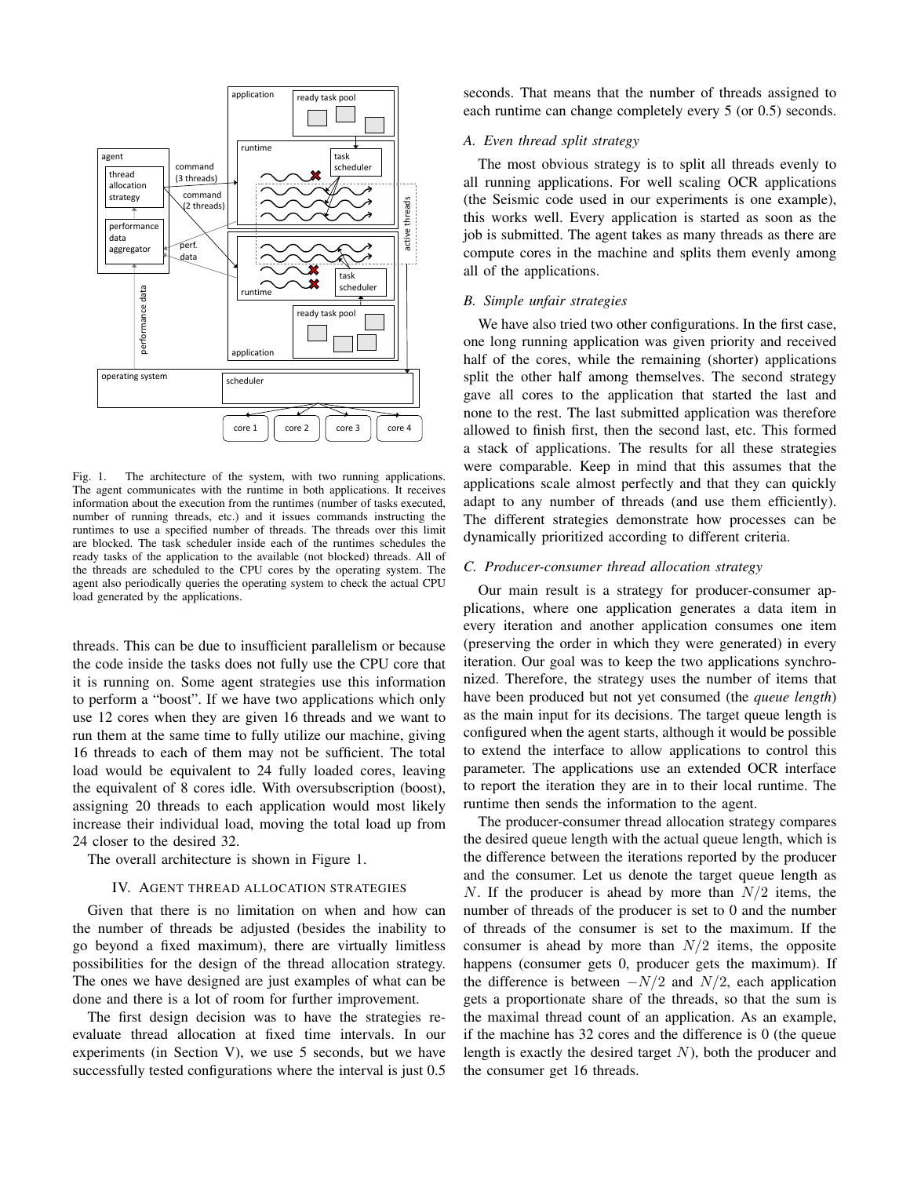Fig. 1. The architecture of the system, with two running applications. The agent communicates with the runtime in both applications. It receives information about the execution from the runtimes (number of tasks executed, number of running threads, etc.) and it issues commands instructing the runtimes to use a specified number of threads. The threads over this limit are blocked. The task scheduler inside each of the runtimes schedules the ready tasks of the application to the available (not blocked) threads. All of the threads are scheduled to the CPU cores by the operating system. The agent also periodically queries the operating system to check the actual CPU load generated by the applications.

threads. This can be due to insufficient parallelism or because the code inside the tasks does not fully use the CPU core that it is running on. Some agent strategies use this information to perform a "boost". If we have two applications which only use 12 cores when they are given 16 threads and we want to run them at the same time to fully utilize our machine, giving 16 threads to each of them may not be sufficient. The total load would be equivalent to 24 fully loaded cores, leaving the equivalent of 8 cores idle. With oversubscription (boost), assigning 20 threads to each application would most likely increase their individual load, moving the total load up from 24 closer to the desired 32.

The overall architecture is shown in Figure 1.

## IV. Agent thread allocation strategies

Given that there is no limitation on when and how can the number of threads be adjusted (besides the inability to go beyond a fixed maximum), there are virtually limitless possibilities for the design of the thread allocation strategy. The ones we have designed are just examples of what can be done and there is a lot of room for further improvement.

The first design decision was to have the strategies re-evaluate thread allocation at fixed time intervals. In our experiments (in Section V), we use 5 seconds, but we have successfully tested configurations where the interval is just 0.5 seconds. That means that the number of threads assigned to each runtime can change completely every 5 (or 0.5) seconds.

### A. Even thread split strategy

The most obvious strategy is to split all threads evenly to all running applications. For well scaling OCR applications (the Seismic code used in our experiments is one example), this works well. Every application is started as soon as the job is submitted. The agent takes as many threads as there are compute cores in the machine and splits them evenly among all of the applications.

### B. Simple unfair strategies

We have also tried two other configurations. In the first case, one long running application was given priority and received half of the cores, while the remaining (shorter) applications split the other half among themselves. The second strategy gave all cores to the application that started the last and none to the rest. The last submitted application was therefore allowed to finish first, then the second last, etc. This formed a stack of applications. The results for all these strategies were comparable. Keep in mind that this assumes that the applications scale almost perfectly and that they can quickly adapt to any number of threads (and use them efficiently). The different strategies demonstrate how processes can be dynamically prioritized according to different criteria.

### C. Producer-consumer thread allocation strategy

Our main result is a strategy for producer-consumer applications, where one application generates a data item in every iteration and another application consumes one item (preserving the order in which they were generated) in every iteration. Our goal was to keep the two applications synchronized. Therefore, the strategy uses the number of items that have been produced but not yet consumed (the *queue length*) as the main input for its decisions. The target queue length is configured when the agent starts, although it would be possible to extend the interface to allow applications to control this parameter. The applications use an extended OCR interface to report the iteration they are in to their local runtime. The runtime then sends the information to the agent.

The producer-consumer thread allocation strategy compares the desired queue length with the actual queue length, which is the difference between the iterations reported by the producer and the consumer. Let us denote the target queue length as $N$. If the producer is ahead by more than $N/2$ items, the number of threads of the producer is set to 0 and the number of threads of the consumer is set to the maximum. If the consumer is ahead by more than $N/2$ items, the opposite happens (consumer gets 0, producer gets the maximum). If the difference is between $-N/2$ and $N/2$, each application gets a proportionate share of the threads, so that the sum is the maximal thread count of an application. As an example, if the machine has 32 cores and the difference is 0 (the queue length is exactly the desired target $N$), both the producer and the consumer get 16 threads.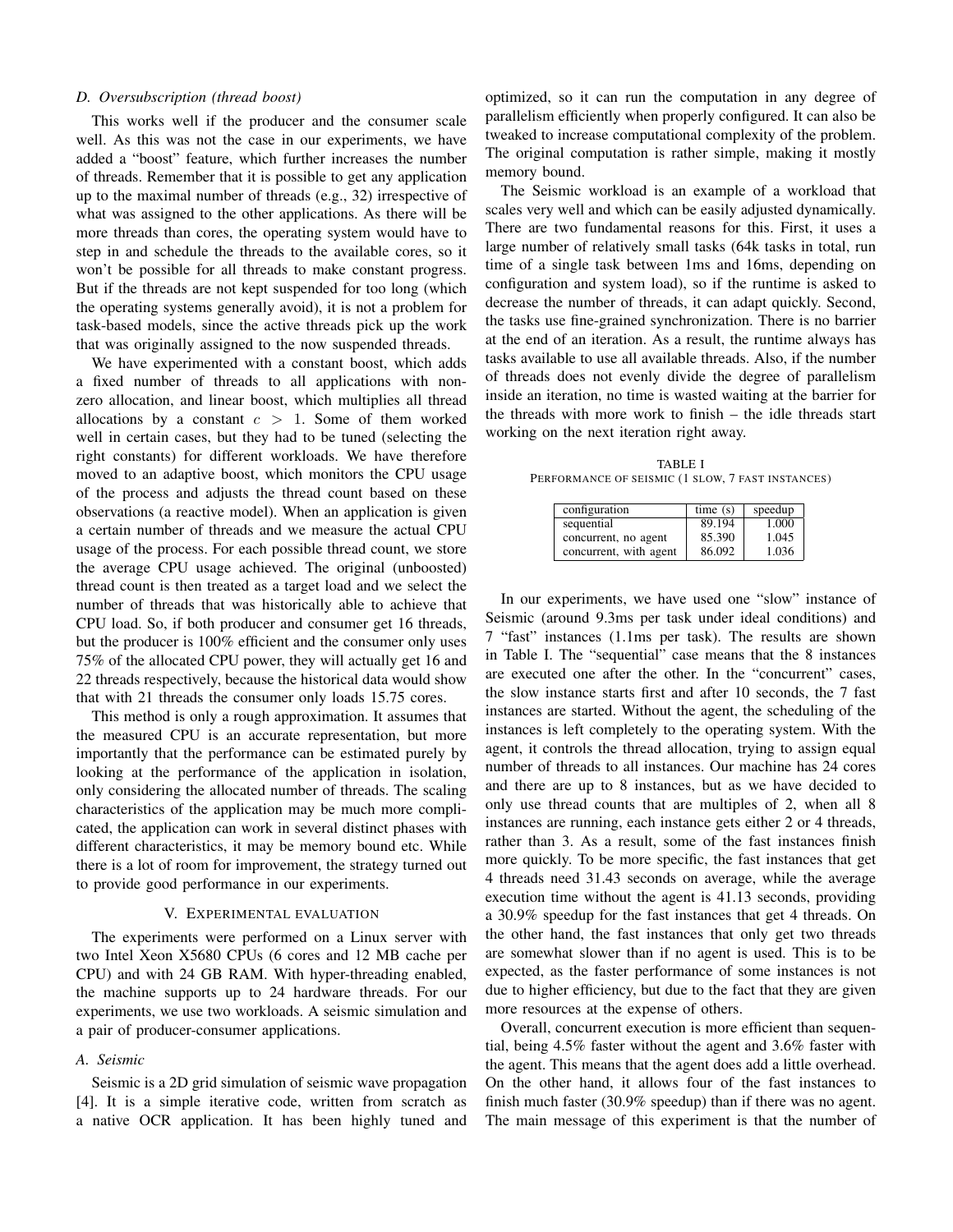### D. Oversubscription (thread boost)

This works well if the producer and the consumer scale well. As this was not the case in our experiments, we have added a "boost" feature, which further increases the number of threads. Remember that it is possible to get any application up to the maximal number of threads (e.g., 32) irrespective of what was assigned to the other applications. As there will be more threads than cores, the operating system would have to step in and schedule the threads to the available cores, so it won't be possible for all threads to make constant progress. But if the threads are not kept suspended for too long (which the operating systems generally avoid), it is not a problem for task-based models, since the active threads pick up the work that was originally assigned to the now suspended threads.

We have experimented with a constant boost, which adds a fixed number of threads to all applications with non-zero allocation, and linear boost, which multiplies all thread allocations by a constant $c > 1$. Some of them worked well in certain cases, but they had to be tuned (selecting the right constants) for different workloads. We have therefore moved to an adaptive boost, which monitors the CPU usage of the process and adjusts the thread count based on these observations (a reactive model). When an application is given a certain number of threads and we measure the actual CPU usage of the process. For each possible thread count, we store the average CPU usage achieved. The original (unboosted) thread count is then treated as a target load and we select the number of threads that was historically able to achieve that CPU load. So, if both producer and consumer get 16 threads, but the producer is 100% efficient and the consumer only uses 75% of the allocated CPU power, they will actually get 16 and 22 threads respectively, because the historical data would show that with 21 threads the consumer only loads 15.75 cores.

This method is only a rough approximation. It assumes that the measured CPU is an accurate representation, but more importantly that the performance can be estimated purely by looking at the performance of the application in isolation, only considering the allocated number of threads. The scaling characteristics of the application may be much more complicated, the application can work in several distinct phases with different characteristics, it may be memory bound etc. While there is a lot of room for improvement, the strategy turned out to provide good performance in our experiments.

## V. Experimental evaluation

The experiments were performed on a Linux server with two Intel Xeon X5680 CPUs (6 cores and 12 MB cache per CPU) and with 24 GB RAM. With hyper-threading enabled, the machine supports up to 24 hardware threads. For our experiments, we use two workloads. A seismic simulation and a pair of producer-consumer applications.

### A. Seismic

Seismic is a 2D grid simulation of seismic wave propagation [4]. It is a simple iterative code, written from scratch as a native OCR application. It has been highly tuned and optimized, so it can run the computation in any degree of parallelism efficiently when properly configured. It can also be tweaked to increase computational complexity of the problem. The original computation is rather simple, making it mostly memory bound.

The Seismic workload is an example of a workload that scales very well and which can be easily adjusted dynamically. There are two fundamental reasons for this. First, it uses a large number of relatively small tasks (64k tasks in total, run time of a single task between 1ms and 16ms, depending on configuration and system load), so if the runtime is asked to decrease the number of threads, it can adapt quickly. Second, the tasks use fine-grained synchronization. There is no barrier at the end of an iteration. As a result, the runtime always has tasks available to use all available threads. Also, if the number of threads does not evenly divide the degree of parallelism inside an iteration, no time is wasted waiting at the barrier for the threads with more work to finish – the idle threads start working on the next iteration right away.

TABLE I
Performance of seismic (1 slow, 7 fast instances)

| configuration | time (s) | speedup |
|---|---|---|
| sequential | 89.194 | 1.000 |
| concurrent, no agent | 85.390 | 1.045 |
| concurrent, with agent | 86.092 | 1.036 |

In our experiments, we have used one "slow" instance of Seismic (around 9.3ms per task under ideal conditions) and 7 "fast" instances (1.1ms per task). The results are shown in Table I. The "sequential" case means that the 8 instances are executed one after the other. In the "concurrent" cases, the slow instance starts first and after 10 seconds, the 7 fast instances are started. Without the agent, the scheduling of the instances is left completely to the operating system. With the agent, it controls the thread allocation, trying to assign equal number of threads to all instances. Our machine has 24 cores and there are up to 8 instances, but as we have decided to only use thread counts that are multiples of 2, when all 8 instances are running, each instance gets either 2 or 4 threads, rather than 3. As a result, some of the fast instances finish more quickly. To be more specific, the fast instances that get 4 threads need 31.43 seconds on average, while the average execution time without the agent is 41.13 seconds, providing a 30.9% speedup for the fast instances that get 4 threads. On the other hand, the fast instances that only get two threads are somewhat slower than if no agent is used. This is to be expected, as the faster performance of some instances is not due to higher efficiency, but due to the fact that they are given more resources at the expense of others.

Overall, concurrent execution is more efficient than sequential, being 4.5% faster without the agent and 3.6% faster with the agent. This means that the agent does add a little overhead. On the other hand, it allows four of the fast instances to finish much faster (30.9% speedup) than if there was no agent. The main message of this experiment is that the number of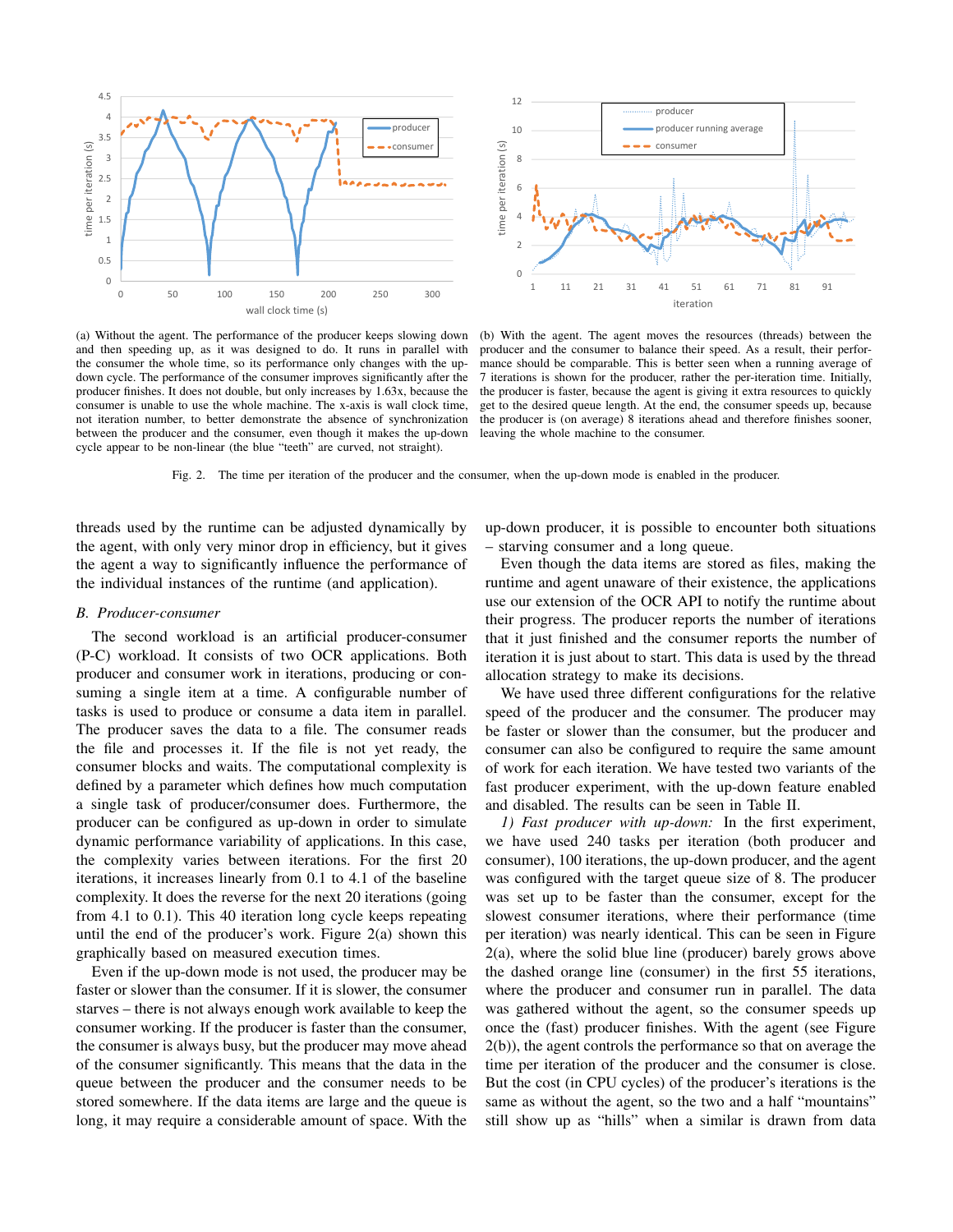(a) Without the agent. The performance of the producer keeps slowing down and then speeding up, as it was designed to do. It runs in parallel with the consumer the whole time, so its performance only changes with the up-down cycle. The performance of the consumer improves significantly after the producer finishes. It does not double, but only increases by 1.63x, because the consumer is unable to use the whole machine. The x-axis is wall clock time, not iteration number, to better demonstrate the absence of synchronization between the producer and the consumer, even though it makes the up-down cycle appear to be non-linear (the blue "teeth" are curved, not straight).

(b) With the agent. The agent moves the resources (threads) between the producer and the consumer to balance their speed. As a result, their performance should be comparable. This is better seen when a running average of 7 iterations is shown for the producer, rather the per-iteration time. Initially, the producer is faster, because the agent is giving it extra resources to quickly get to the desired queue length. At the end, the consumer speeds up, because the producer is (on average) 8 iterations ahead and therefore finishes sooner, leaving the whole machine to the consumer.

Fig. 2. The time per iteration of the producer and the consumer, when the up-down mode is enabled in the producer.

threads used by the runtime can be adjusted dynamically by the agent, with only very minor drop in efficiency, but it gives the agent a way to significantly influence the performance of the individual instances of the runtime (and application).

### B. Producer-consumer

The second workload is an artificial producer-consumer (P-C) workload. It consists of two OCR applications. Both producer and consumer work in iterations, producing or consuming a single item at a time. A configurable number of tasks is used to produce or consume a data item in parallel. The producer saves the data to a file. The consumer reads the file and processes it. If the file is not yet ready, the consumer blocks and waits. The computational complexity is defined by a parameter which defines how much computation a single task of producer/consumer does. Furthermore, the producer can be configured as up-down in order to simulate dynamic performance variability of applications. In this case, the complexity varies between iterations. For the first 20 iterations, it increases linearly from 0.1 to 4.1 of the baseline complexity. It does the reverse for the next 20 iterations (going from 4.1 to 0.1). This 40 iteration long cycle keeps repeating until the end of the producer's work. Figure 2(a) shown this graphically based on measured execution times.

Even if the up-down mode is not used, the producer may be faster or slower than the consumer. If it is slower, the consumer starves – there is not always enough work available to keep the consumer working. If the producer is faster than the consumer, the consumer is always busy, but the producer may move ahead of the consumer significantly. This means that the data in the queue between the producer and the consumer needs to be stored somewhere. If the data items are large and the queue is long, it may require a considerable amount of space. With the up-down producer, it is possible to encounter both situations – starving consumer and a long queue.

Even though the data items are stored as files, making the runtime and agent unaware of their existence, the applications use our extension of the OCR API to notify the runtime about their progress. The producer reports the number of iterations that it just finished and the consumer reports the number of iteration it is just about to start. This data is used by the thread allocation strategy to make its decisions.

We have used three different configurations for the relative speed of the producer and the consumer. The producer may be faster or slower than the consumer, but the producer and consumer can also be configured to require the same amount of work for each iteration. We have tested two variants of the fast producer experiment, with the up-down feature enabled and disabled. The results can be seen in Table II.

*1) Fast producer with up-down:* In the first experiment, we have used 240 tasks per iteration (both producer and consumer), 100 iterations, the up-down producer, and the agent was configured with the target queue size of 8. The producer was set up to be faster than the consumer, except for the slowest consumer iterations, where their performance (time per iteration) was nearly identical. This can be seen in Figure 2(a), where the solid blue line (producer) barely grows above the dashed orange line (consumer) in the first 55 iterations, where the producer and consumer run in parallel. The data was gathered without the agent, so the consumer speeds up once the (fast) producer finishes. With the agent (see Figure 2(b)), the agent controls the performance so that on average the time per iteration of the producer and the consumer is close. But the cost (in CPU cycles) of the producer's iterations is the same as without the agent, so the two and a half "mountains" still show up as "hills" when a similar is drawn from data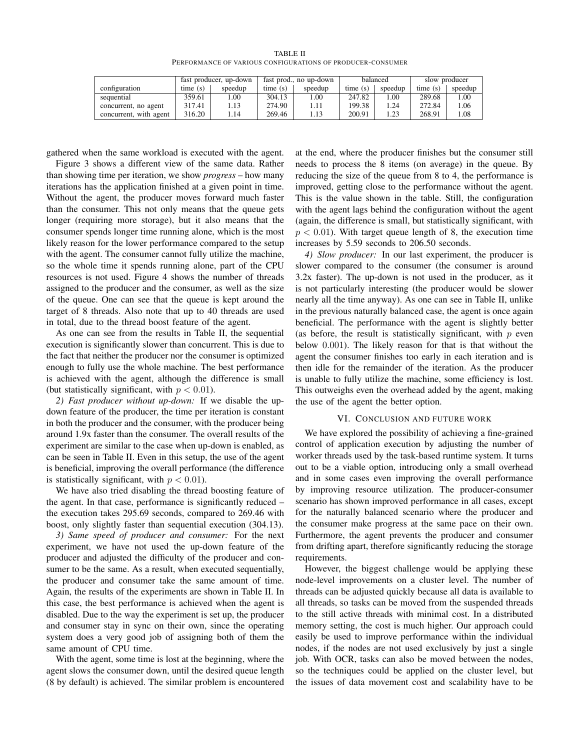TABLE II

PERFORMANCE OF VARIOUS CONFIGURATIONS OF PRODUCER-CONSUMER

| | fast producer, up-down | | fast prod., no up-down | | balanced | | slow producer | |
|---|---|---|---|---|---|---|---|---|
| configuration | time (s) | speedup | time (s) | speedup | time (s) | speedup | time (s) | speedup |
| sequential | 359.61 | 1.00 | 304.13 | 1.00 | 247.82 | 1.00 | 289.68 | 1.00 |
| concurrent, no agent | 317.41 | 1.13 | 274.90 | 1.11 | 199.38 | 1.24 | 272.84 | 1.06 |
| concurrent, with agent | 316.20 | 1.14 | 269.46 | 1.13 | 200.91 | 1.23 | 268.91 | 1.08 |

gathered when the same workload is executed with the agent.

Figure 3 shows a different view of the same data. Rather than showing time per iteration, we show *progress* – how many iterations has the application finished at a given point in time. Without the agent, the producer moves forward much faster than the consumer. This not only means that the queue gets longer (requiring more storage), but it also means that the consumer spends longer time running alone, which is the most likely reason for the lower performance compared to the setup with the agent. The consumer cannot fully utilize the machine, so the whole time it spends running alone, part of the CPU resources is not used. Figure 4 shows the number of threads assigned to the producer and the consumer, as well as the size of the queue. One can see that the queue is kept around the target of 8 threads. Also note that up to 40 threads are used in total, due to the thread boost feature of the agent.

As one can see from the results in Table II, the sequential execution is significantly slower than concurrent. This is due to the fact that neither the producer nor the consumer is optimized enough to fully use the whole machine. The best performance is achieved with the agent, although the difference is small (but statistically significant, with $p < 0.01$).

*2) Fast producer without up-down:* If we disable the up-down feature of the producer, the time per iteration is constant in both the producer and the consumer, with the producer being around 1.9x faster than the consumer. The overall results of the experiment are similar to the case when up-down is enabled, as can be seen in Table II. Even in this setup, the use of the agent is beneficial, improving the overall performance (the difference is statistically significant, with $p < 0.01$).

We have also tried disabling the thread boosting feature of the agent. In that case, performance is significantly reduced – the execution takes 295.69 seconds, compared to 269.46 with boost, only slightly faster than sequential execution (304.13).

*3) Same speed of producer and consumer:* For the next experiment, we have not used the up-down feature of the producer and adjusted the difficulty of the producer and consumer to be the same. As a result, when executed sequentially, the producer and consumer take the same amount of time. Again, the results of the experiments are shown in Table II. In this case, the best performance is achieved when the agent is disabled. Due to the way the experiment is set up, the producer and consumer stay in sync on their own, since the operating system does a very good job of assigning both of them the same amount of CPU time.

With the agent, some time is lost at the beginning, where the agent slows the consumer down, until the desired queue length (8 by default) is achieved. The similar problem is encountered at the end, where the producer finishes but the consumer still needs to process the 8 items (on average) in the queue. By reducing the size of the queue from 8 to 4, the performance is improved, getting close to the performance without the agent. This is the value shown in the table. Still, the configuration with the agent lags behind the configuration without the agent (again, the difference is small, but statistically significant, with $p < 0.01$). With target queue length of 8, the execution time increases by 5.59 seconds to 206.50 seconds.

*4) Slow producer:* In our last experiment, the producer is slower compared to the consumer (the consumer is around 3.2x faster). The up-down is not used in the producer, as it is not particularly interesting (the producer would be slower nearly all the time anyway). As one can see in Table II, unlike in the previous naturally balanced case, the agent is once again beneficial. The performance with the agent is slightly better (as before, the result is statistically significant, with $p$ even below $0.001$). The likely reason for that is that without the agent the consumer finishes too early in each iteration and is then idle for the remainder of the iteration. As the producer is unable to fully utilize the machine, some efficiency is lost. This outweighs even the overhead added by the agent, making the use of the agent the better option.

## VI. Conclusion and future work

We have explored the possibility of achieving a fine-grained control of application execution by adjusting the number of worker threads used by the task-based runtime system. It turns out to be a viable option, introducing only a small overhead and in some cases even improving the overall performance by improving resource utilization. The producer-consumer scenario has shown improved performance in all cases, except for the naturally balanced scenario where the producer and the consumer make progress at the same pace on their own. Furthermore, the agent prevents the producer and consumer from drifting apart, therefore significantly reducing the storage requirements.

However, the biggest challenge would be applying these node-level improvements on a cluster level. The number of threads can be adjusted quickly because all data is available to all threads, so tasks can be moved from the suspended threads to the still active threads with minimal cost. In a distributed memory setting, the cost is much higher. Our approach could easily be used to improve performance within the individual nodes, if the nodes are not used exclusively by just a single job. With OCR, tasks can also be moved between the nodes, so the techniques could be applied on the cluster level, but the issues of data movement cost and scalability have to be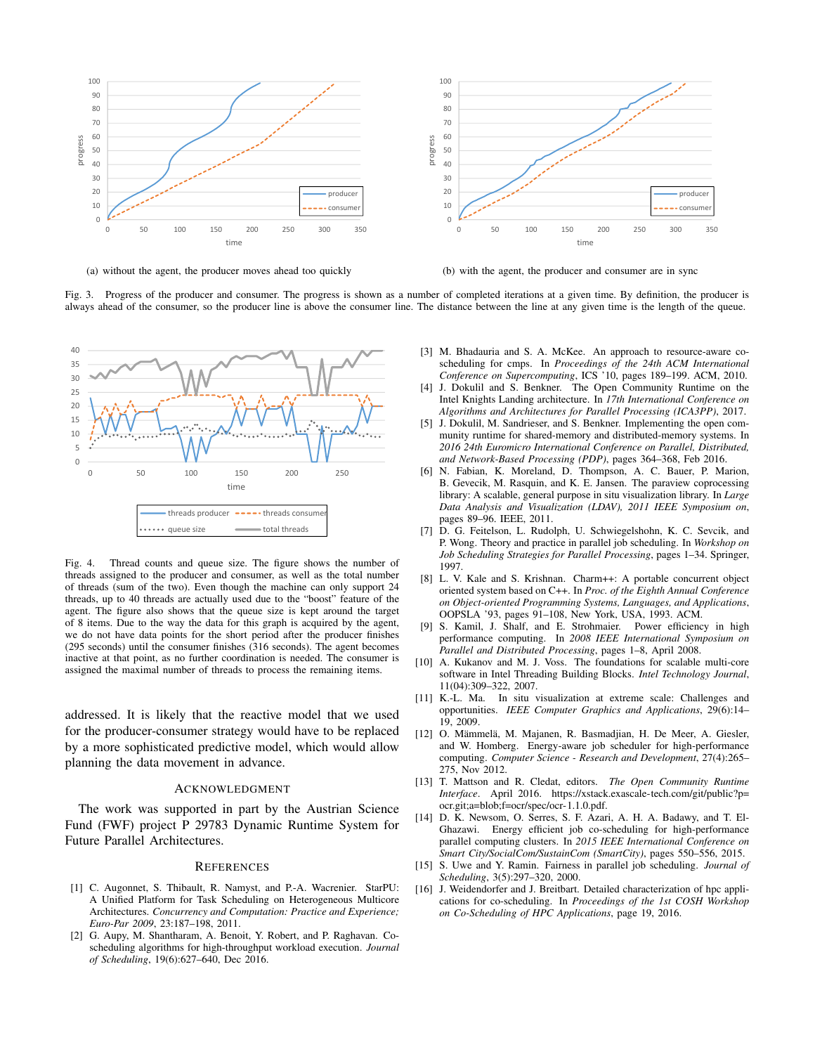100
90
80
70
60
50
40
30
20
10
0
progress
0 50 100 150 200 250 300 350
time
producer
consumer

(a) without the agent, the producer moves ahead too quickly

100
90
80
70
60
50
40
30
20
10
0
progress
0 50 100 150 200 250 300 350
time
producer
consumer

(b) with the agent, the producer and consumer are in sync

Fig. 3. Progress of the producer and consumer. The progress is shown as a number of completed iterations at a given time. By definition, the producer is always ahead of the consumer, so the producer line is above the consumer line. The distance between the line at any given time is the length of the queue.

40
35
30
25
20
15
10
5
0
0 50 100 150 200 250
time
threads producer
threads consumer
queue size
total threads

Fig. 4. Thread counts and queue size. The figure shows the number of threads assigned to the producer and consumer, as well as the total number of threads (sum of the two). Even though the machine can only support 24 threads, up to 40 threads are actually used due to the "boost" feature of the agent. The figure also shows that the queue size is kept around the target of 8 items. Due to the way the data for this graph is acquired by the agent, we do not have data points for the short period after the producer finishes (295 seconds) until the consumer finishes (316 seconds). The agent becomes inactive at that point, as no further coordination is needed. The consumer is assigned the maximal number of threads to process the remaining items.

addressed. It is likely that the reactive model that we used for the producer-consumer strategy would have to be replaced by a more sophisticated predictive model, which would allow planning the data movement in advance.

## Acknowledgment

The work was supported in part by the Austrian Science Fund (FWF) project P 29783 Dynamic Runtime System for Future Parallel Architectures.

## References

[1] C. Augonnet, S. Thibault, R. Namyst, and P.-A. Wacrenier. StarPU: A Unified Platform for Task Scheduling on Heterogeneous Multicore Architectures. *Concurrency and Computation: Practice and Experience; Euro-Par 2009*, 23:187–198, 2011.

[2] G. Aupy, M. Shantharam, A. Benoit, Y. Robert, and P. Raghavan. Co-scheduling algorithms for high-throughput workload execution. *Journal of Scheduling*, 19(6):627–640, Dec 2016.

[3] M. Bhadauria and S. A. McKee. An approach to resource-aware co-scheduling for cmps. In *Proceedings of the 24th ACM International Conference on Supercomputing*, ICS '10, pages 189–199. ACM, 2010.

[4] J. Dokulil and S. Benkner. The Open Community Runtime on the Intel Knights Landing architecture. In *17th International Conference on Algorithms and Architectures for Parallel Processing (ICA3PP)*, 2017.

[5] J. Dokulil, M. Sandrieser, and S. Benkner. Implementing the open community runtime for shared-memory and distributed-memory systems. In *2016 24th Euromicro International Conference on Parallel, Distributed, and Network-Based Processing (PDP)*, pages 364–368, Feb 2016.

[6] N. Fabian, K. Moreland, D. Thompson, A. C. Bauer, P. Marion, B. Gevecik, M. Rasquin, and K. E. Jansen. The paraview coprocessing library: A scalable, general purpose in situ visualization library. In *Large Data Analysis and Visualization (LDAV), 2011 IEEE Symposium on*, pages 89–96. IEEE, 2011.

[7] D. G. Feitelson, L. Rudolph, U. Schwiegelshohn, K. C. Sevcik, and P. Wong. Theory and practice in parallel job scheduling. In *Workshop on Job Scheduling Strategies for Parallel Processing*, pages 1–34. Springer, 1997.

[8] L. V. Kale and S. Krishnan. Charm++: A portable concurrent object oriented system based on C++. In *Proc. of the Eighth Annual Conference on Object-oriented Programming Systems, Languages, and Applications*, OOPSLA '93, pages 91–108, New York, USA, 1993. ACM.

[9] S. Kamil, J. Shalf, and E. Strohmaier. Power efficiency in high performance computing. In *2008 IEEE International Symposium on Parallel and Distributed Processing*, pages 1–8, April 2008.

[10] A. Kukanov and M. J. Voss. The foundations for scalable multi-core software in Intel Threading Building Blocks. *Intel Technology Journal*, 11(04):309–322, 2007.

[11] K.-L. Ma. In situ visualization at extreme scale: Challenges and opportunities. *IEEE Computer Graphics and Applications*, 29(6):14–19, 2009.

[12] O. Mämmelä, M. Majanen, R. Basmadjian, H. De Meer, A. Giesler, and W. Homberg. Energy-aware job scheduler for high-performance computing. *Computer Science - Research and Development*, 27(4):265–275, Nov 2012.

[13] T. Mattson and R. Cledat, editors. *The Open Community Runtime Interface*. April 2016. https://xstack.exascale-tech.com/git/public?p=ocr.git;a=blob;f=ocr/spec/ocr-1.1.0.pdf.

[14] D. K. Newsom, O. Serres, S. F. Azari, A. H. A. Badawy, and T. El-Ghazawi. Energy efficient job co-scheduling for high-performance parallel computing clusters. In *2015 IEEE International Conference on Smart City/SocialCom/SustainCom (SmartCity)*, pages 550–556, 2015.

[15] S. Uwe and Y. Ramin. Fairness in parallel job scheduling. *Journal of Scheduling*, 3(5):297–320, 2000.

[16] J. Weidendorfer and J. Breitbart. Detailed characterization of hpc applications for co-scheduling. In *Proceedings of the 1st COSH Workshop on Co-Scheduling of HPC Applications*, page 19, 2016.